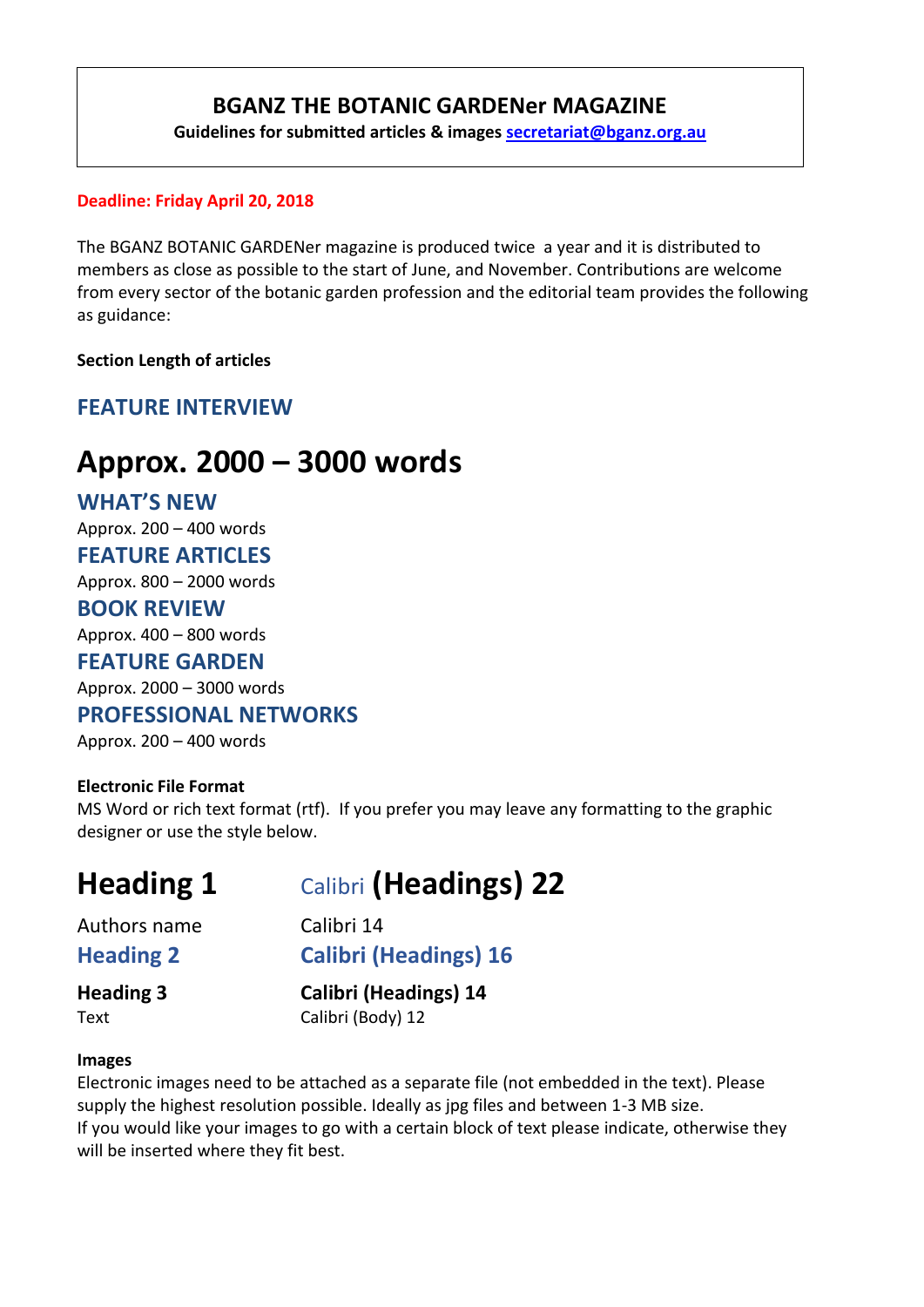**BGANZ THE BOTANIC GARDENer MAGAZINE**

**Guidelines for submitted articles & images secretariat@bganz.org.au**

**Deadline: Friday April 20, 2018**

The BGANZ BOTANIC GARDENer magazine is produced twice a year and it is distributed to members as close as possible to the start of June, and November. Contributions are welcome from every sector of the botanic garden profession and the editorial team provides the following as guidance:

**Section Length of articles**

## FEATURE INTERVIEW

# Approx. 2000 – 3000 words

## WHAT'S NEW

Approx. 200 – 400 words

## FEATURE ARTICLES

Approx. 800 – 2000 words

## BOOK REVIEW

Approx. 400 – 800 words

## FEATURE GARDEN

Approx. 2000 – 3000 words

## PROFESSIONAL NETWORKS

Approx. 200 – 400 words

**Electronic File Format**

MS Word or rich text format (rtf). If you prefer you may leave any formatting to the graphic designer or use the style below.

| | |
|---|---|
| **Heading 1** | Calibri **(Headings) 22** |
| Authors name | Calibri 14 |
| **Heading 2** | **Calibri (Headings) 16** |
| **Heading 3** | **Calibri (Headings) 14** |
| Text | Calibri (Body) 12 |

**Images**

Electronic images need to be attached as a separate file (not embedded in the text). Please supply the highest resolution possible. Ideally as jpg files and between 1-3 MB size.
If you would like your images to go with a certain block of text please indicate, otherwise they will be inserted where they fit best.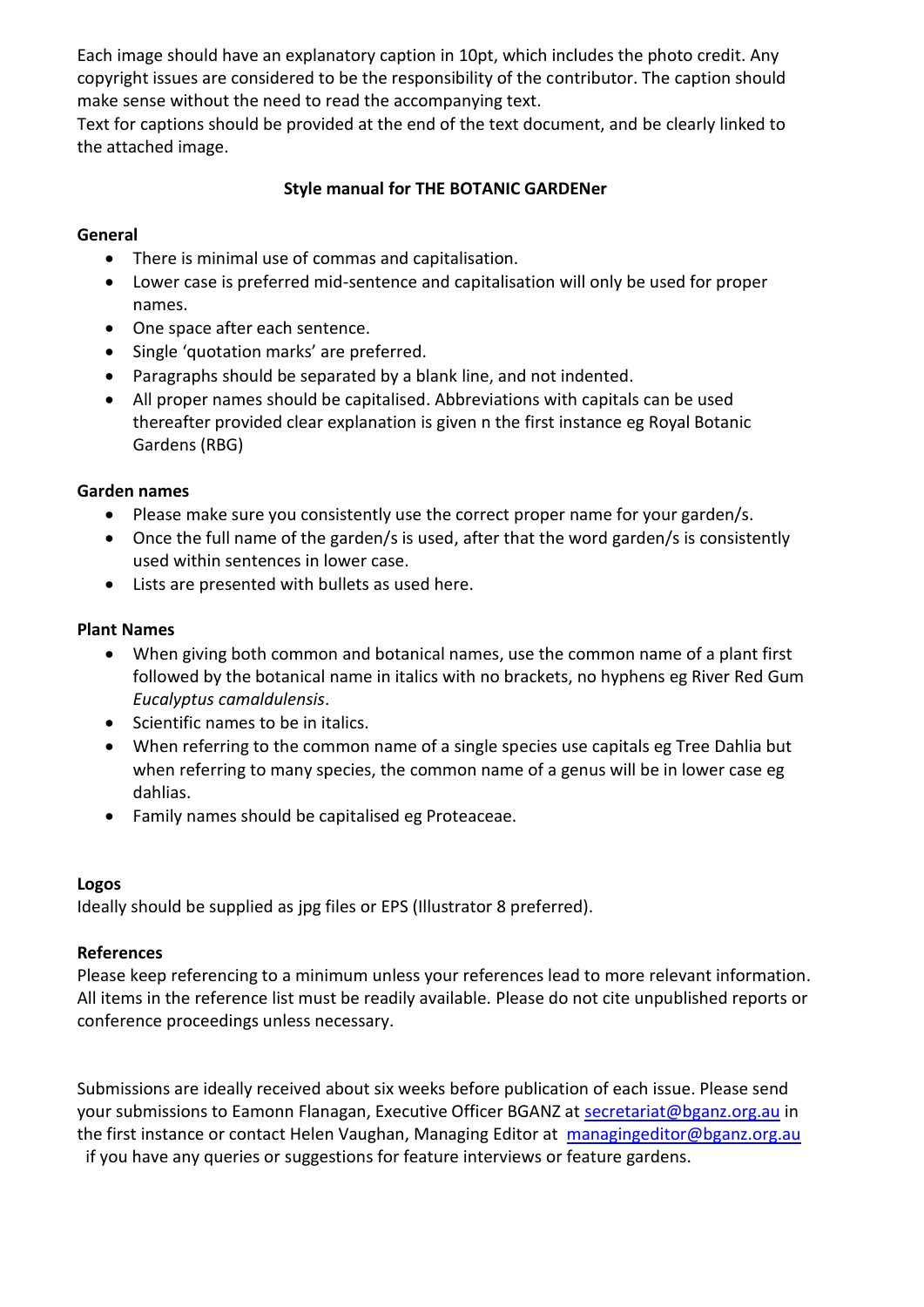Each image should have an explanatory caption in 10pt, which includes the photo credit. Any copyright issues are considered to be the responsibility of the contributor. The caption should make sense without the need to read the accompanying text.
Text for captions should be provided at the end of the text document, and be clearly linked to the attached image.

**Style manual for THE BOTANIC GARDENer**

**General**

- There is minimal use of commas and capitalisation.
- Lower case is preferred mid-sentence and capitalisation will only be used for proper names.
- One space after each sentence.
- Single 'quotation marks' are preferred.
- Paragraphs should be separated by a blank line, and not indented.
- All proper names should be capitalised. Abbreviations with capitals can be used thereafter provided clear explanation is given n the first instance eg Royal Botanic Gardens (RBG)

**Garden names**

- Please make sure you consistently use the correct proper name for your garden/s.
- Once the full name of the garden/s is used, after that the word garden/s is consistently used within sentences in lower case.
- Lists are presented with bullets as used here.

**Plant Names**

- When giving both common and botanical names, use the common name of a plant first followed by the botanical name in italics with no brackets, no hyphens eg River Red Gum *Eucalyptus camaldulensis*.
- Scientific names to be in italics.
- When referring to the common name of a single species use capitals eg Tree Dahlia but when referring to many species, the common name of a genus will be in lower case eg dahlias.
- Family names should be capitalised eg Proteaceae.

**Logos**

Ideally should be supplied as jpg files or EPS (Illustrator 8 preferred).

**References**

Please keep referencing to a minimum unless your references lead to more relevant information. All items in the reference list must be readily available. Please do not cite unpublished reports or conference proceedings unless necessary.

Submissions are ideally received about six weeks before publication of each issue. Please send your submissions to Eamonn Flanagan, Executive Officer BGANZ at secretariat@bganz.org.au in the first instance or contact Helen Vaughan, Managing Editor at managingeditor@bganz.org.au if you have any queries or suggestions for feature interviews or feature gardens.